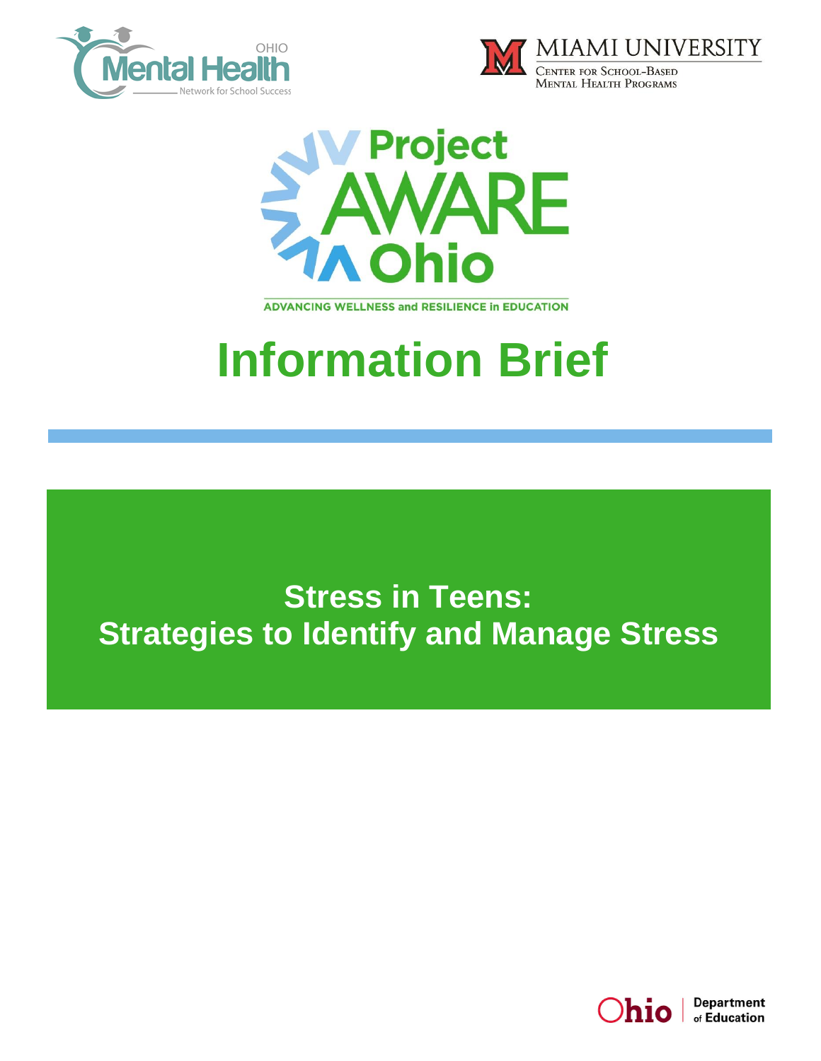OHIO Mental Health Network for School Success

MIAMI UNIVERSITY
Center for School-Based Mental Health Programs

Project AWARE Ohio

ADVANCING WELLNESS and RESILIENCE in EDUCATION

# Information Brief

## Stress in Teens: Strategies to Identify and Manage Stress

Ohio Department of Education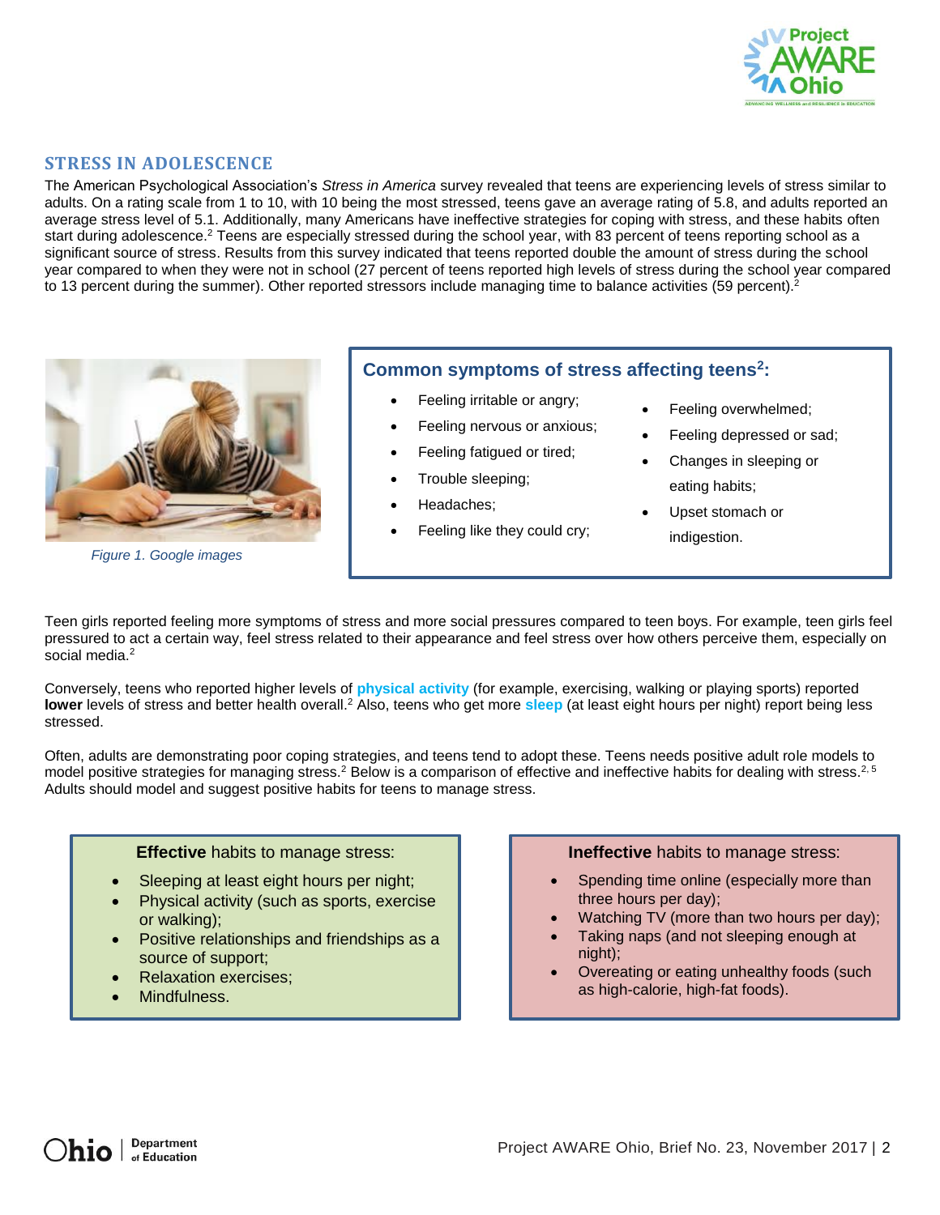## STRESS IN ADOLESCENCE

The American Psychological Association's *Stress in America* survey revealed that teens are experiencing levels of stress similar to adults. On a rating scale from 1 to 10, with 10 being the most stressed, teens gave an average rating of 5.8, and adults reported an average stress level of 5.1. Additionally, many Americans have ineffective strategies for coping with stress, and these habits often start during adolescence.[2] Teens are especially stressed during the school year, with 83 percent of teens reporting school as a significant source of stress. Results from this survey indicated that teens reported double the amount of stress during the school year compared to when they were not in school (27 percent of teens reported high levels of stress during the school year compared to 13 percent during the summer). Other reported stressors include managing time to balance activities (59 percent).[2]

*Figure 1. Google images*

### Common symptoms of stress affecting teens[2]:

- Feeling irritable or angry;
- Feeling nervous or anxious;
- Feeling fatigued or tired;
- Trouble sleeping;
- Headaches;
- Feeling like they could cry;
- Feeling overwhelmed;
- Feeling depressed or sad;
- Changes in sleeping or eating habits;
- Upset stomach or indigestion.

Teen girls reported feeling more symptoms of stress and more social pressures compared to teen boys. For example, teen girls feel pressured to act a certain way, feel stress related to their appearance and feel stress over how others perceive them, especially on social media.[2]

Conversely, teens who reported higher levels of **physical activity** (for example, exercising, walking or playing sports) reported **lower** levels of stress and better health overall.[2] Also, teens who get more **sleep** (at least eight hours per night) report being less stressed.

Often, adults are demonstrating poor coping strategies, and teens tend to adopt these. Teens needs positive adult role models to model positive strategies for managing stress.[2] Below is a comparison of effective and ineffective habits for dealing with stress.[2, 5] Adults should model and suggest positive habits for teens to manage stress.

**Effective** habits to manage stress:

- Sleeping at least eight hours per night;
- Physical activity (such as sports, exercise or walking);
- Positive relationships and friendships as a source of support;
- Relaxation exercises;
- Mindfulness.

**Ineffective** habits to manage stress:

- Spending time online (especially more than three hours per day);
- Watching TV (more than two hours per day);
- Taking naps (and not sleeping enough at night);
- Overeating or eating unhealthy foods (such as high-calorie, high-fat foods).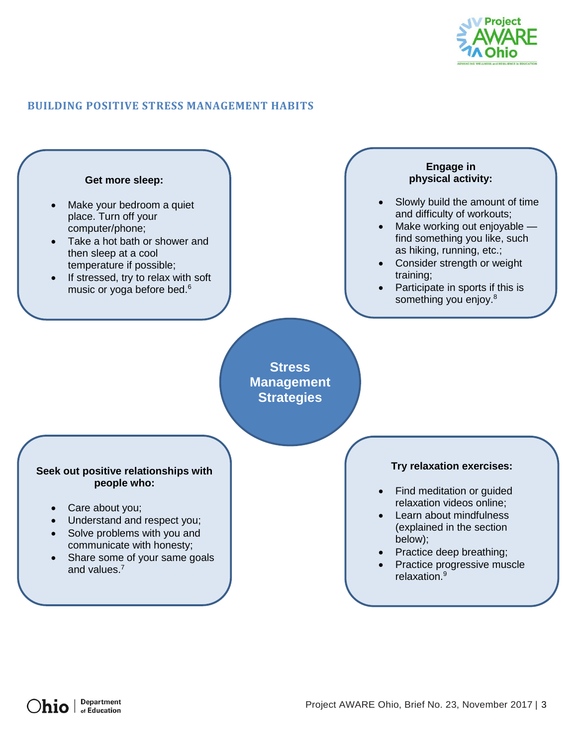## BUILDING POSITIVE STRESS MANAGEMENT HABITS

**Stress Management Strategies**

**Get more sleep:**

- Make your bedroom a quiet place. Turn off your computer/phone;
- Take a hot bath or shower and then sleep at a cool temperature if possible;
- If stressed, try to relax with soft music or yoga before bed.[6]

**Engage in physical activity:**

- Slowly build the amount of time and difficulty of workouts;
- Make working out enjoyable — find something you like, such as hiking, running, etc.;
- Consider strength or weight training;
- Participate in sports if this is something you enjoy.[8]

**Seek out positive relationships with people who:**

- Care about you;
- Understand and respect you;
- Solve problems with you and communicate with honesty;
- Share some of your same goals and values.[7]

**Try relaxation exercises:**

- Find meditation or guided relaxation videos online;
- Learn about mindfulness (explained in the section below);
- Practice deep breathing;
- Practice progressive muscle relaxation.[9]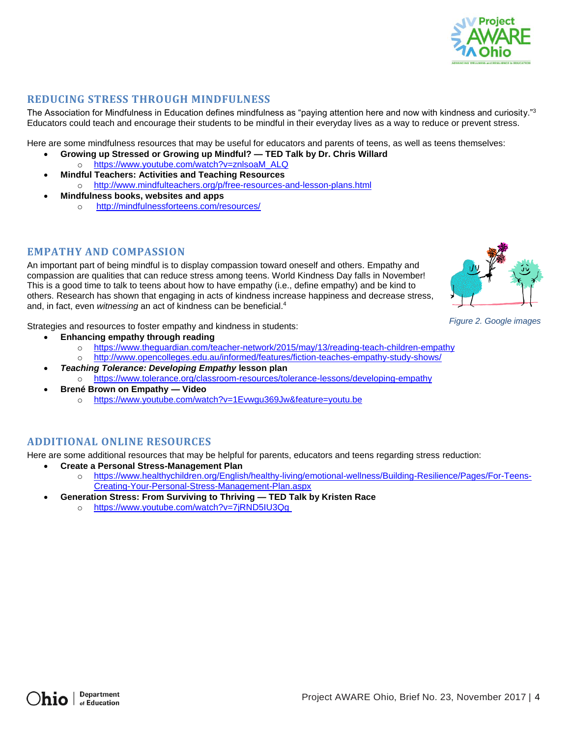## REDUCING STRESS THROUGH MINDFULNESS

The Association for Mindfulness in Education defines mindfulness as "paying attention here and now with kindness and curiosity."[3] Educators could teach and encourage their students to be mindful in their everyday lives as a way to reduce or prevent stress.

Here are some mindfulness resources that may be useful for educators and parents of teens, as well as teens themselves:

- **Growing up Stressed or Growing up Mindful? — TED Talk by Dr. Chris Willard**
  - https://www.youtube.com/watch?v=znlsoaM_ALQ
- **Mindful Teachers: Activities and Teaching Resources**
  - http://www.mindfulteachers.org/p/free-resources-and-lesson-plans.html
- **Mindfulness books, websites and apps**
  - http://mindfulnessforteens.com/resources/

## EMPATHY AND COMPASSION

An important part of being mindful is to display compassion toward oneself and others. Empathy and compassion are qualities that can reduce stress among teens. World Kindness Day falls in November! This is a good time to talk to teens about how to have empathy (i.e., define empathy) and be kind to others. Research has shown that engaging in acts of kindness increase happiness and decrease stress, and, in fact, even *witnessing* an act of kindness can be beneficial.[4]

*Figure 2. Google images*

Strategies and resources to foster empathy and kindness in students:

- **Enhancing empathy through reading**
  - https://www.theguardian.com/teacher-network/2015/may/13/reading-teach-children-empathy
  - http://www.opencolleges.edu.au/informed/features/fiction-teaches-empathy-study-shows/
- ***Teaching Tolerance: Developing Empathy* lesson plan**
  - https://www.tolerance.org/classroom-resources/tolerance-lessons/developing-empathy
- **Brené Brown on Empathy — Video**
  - https://www.youtube.com/watch?v=1Evwgu369Jw&feature=youtu.be

## ADDITIONAL ONLINE RESOURCES

Here are some additional resources that may be helpful for parents, educators and teens regarding stress reduction:

- **Create a Personal Stress-Management Plan**
  - https://www.healthychildren.org/English/healthy-living/emotional-wellness/Building-Resilience/Pages/For-Teens-Creating-Your-Personal-Stress-Management-Plan.aspx
- **Generation Stress: From Surviving to Thriving — TED Talk by Kristen Race**
  - https://www.youtube.com/watch?v=7jRND5IU3Qg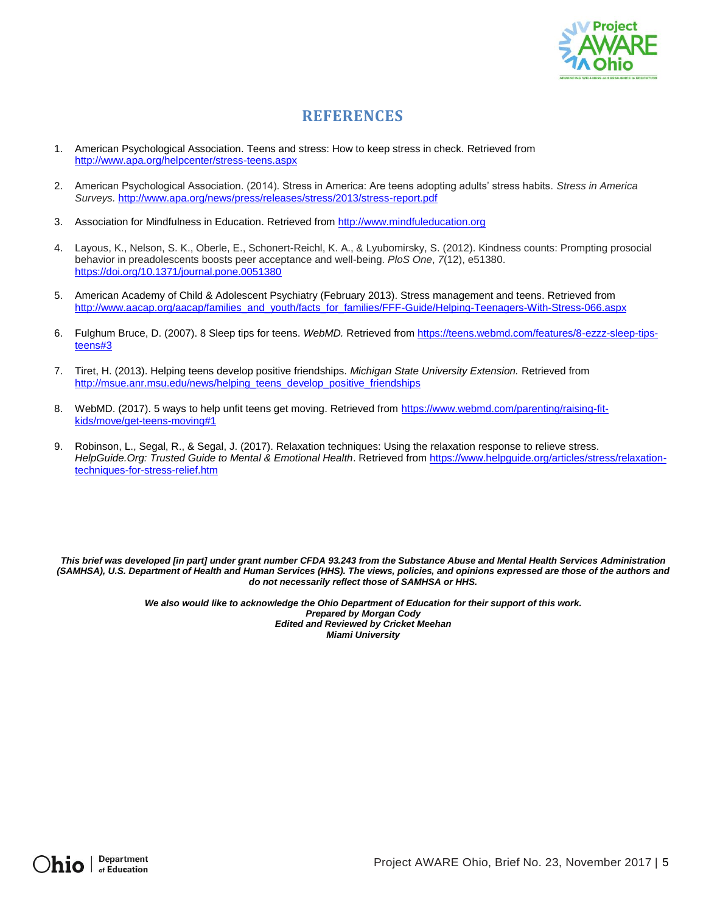# REFERENCES

1. American Psychological Association. Teens and stress: How to keep stress in check. Retrieved from http://www.apa.org/helpcenter/stress-teens.aspx

2. American Psychological Association. (2014). Stress in America: Are teens adopting adults' stress habits. *Stress in America Surveys.* http://www.apa.org/news/press/releases/stress/2013/stress-report.pdf

3. Association for Mindfulness in Education. Retrieved from http://www.mindfuleducation.org

4. Layous, K., Nelson, S. K., Oberle, E., Schonert-Reichl, K. A., & Lyubomirsky, S. (2012). Kindness counts: Prompting prosocial behavior in preadolescents boosts peer acceptance and well-being. *PloS One*, *7*(12), e51380. https://doi.org/10.1371/journal.pone.0051380

5. American Academy of Child & Adolescent Psychiatry (February 2013). Stress management and teens. Retrieved from http://www.aacap.org/aacap/families_and_youth/facts_for_families/FFF-Guide/Helping-Teenagers-With-Stress-066.aspx

6. Fulghum Bruce, D. (2007). 8 Sleep tips for teens. *WebMD.* Retrieved from https://teens.webmd.com/features/8-ezzz-sleep-tips-teens#3

7. Tiret, H. (2013). Helping teens develop positive friendships. *Michigan State University Extension.* Retrieved from http://msue.anr.msu.edu/news/helping_teens_develop_positive_friendships

8. WebMD. (2017). 5 ways to help unfit teens get moving. Retrieved from https://www.webmd.com/parenting/raising-fit-kids/move/get-teens-moving#1

9. Robinson, L., Segal, R., & Segal, J. (2017). Relaxation techniques: Using the relaxation response to relieve stress. *HelpGuide.Org: Trusted Guide to Mental & Emotional Health*. Retrieved from https://www.helpguide.org/articles/stress/relaxation-techniques-for-stress-relief.htm

***This brief was developed [in part] under grant number CFDA 93.243 from the Substance Abuse and Mental Health Services Administration (SAMHSA), U.S. Department of Health and Human Services (HHS). The views, policies, and opinions expressed are those of the authors and do not necessarily reflect those of SAMHSA or HHS.***

***We also would like to acknowledge the Ohio Department of Education for their support of this work.***
***Prepared by Morgan Cody***
***Edited and Reviewed by Cricket Meehan***
***Miami University***